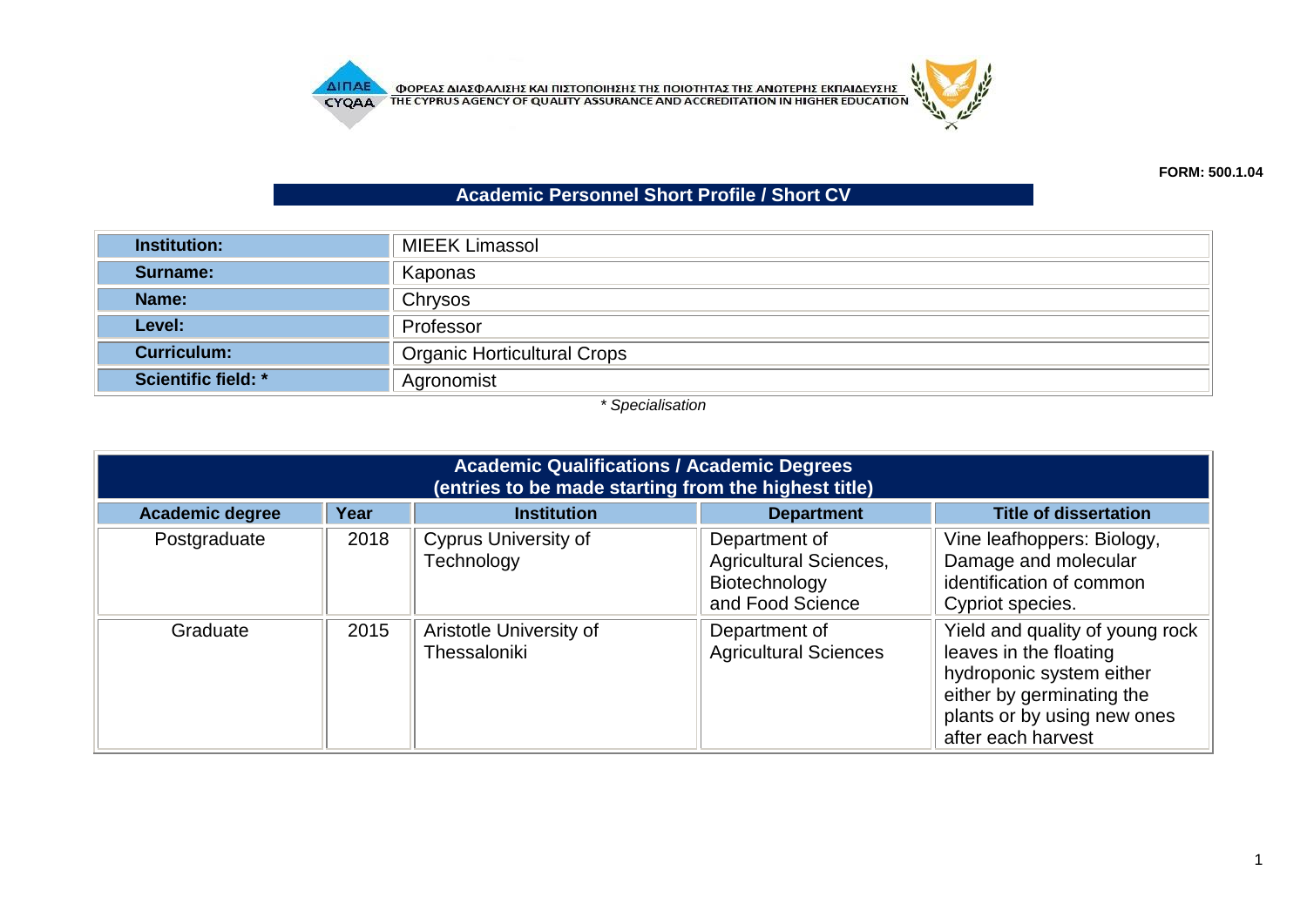ΦΟΡΕΑΣ ΔΙΑΣΦΑΛΙΣΗΣ ΚΑΙ ΠΙΣΤΟΠΟΙΗΣΗΣ ΤΗΣ ΠΟΙΟΤΗΤΑΣ ΤΗΣ ΑΝΩΤΕΡΗΣ ΕΚΠΑΙΔΕΥΣΗΣ
THE CYPRUS AGENCY OF QUALITY ASSURANCE AND ACCREDITATION IN HIGHER EDUCATION

**FORM: 500.1.04**

## Academic Personnel Short Profile / Short CV

| | |
|---|---|
| **Institution:** | MIEEK Limassol |
| **Surname:** | Kaponas |
| **Name:** | Chrysos |
| **Level:** | Professor |
| **Curriculum:** | Organic Horticultural Crops |
| **Scientific field: *** | Agronomist |

*\* Specialisation*

**Academic Qualifications / Academic Degrees (entries to be made starting from the highest title)**

| Academic degree | Year | Institution | Department | Title of dissertation |
|---|---|---|---|---|
| Postgraduate | 2018 | Cyprus University of Technology | Department of Agricultural Sciences, Biotechnology and Food Science | Vine leafhoppers: Biology, Damage and molecular identification of common Cypriot species. |
| Graduate | 2015 | Aristotle University of Thessaloniki | Department of Agricultural Sciences | Yield and quality of young rock leaves in the floating hydroponic system either either by germinating the plants or by using new ones after each harvest |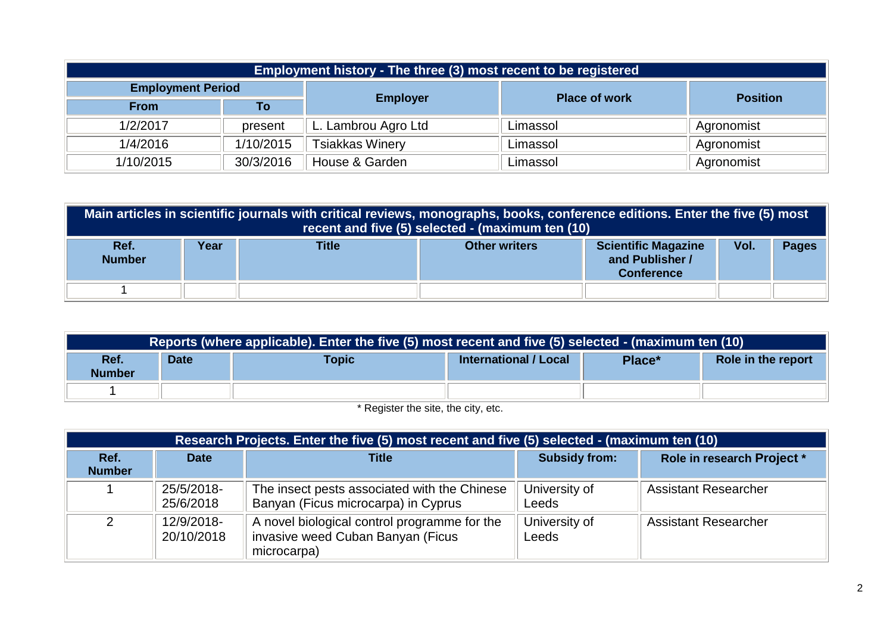| Employment history - The three (3) most recent to be registered | | | | |
|---|---|---|---|---|
| Employment Period | | Employer | Place of work | Position |
| From | To | | | |
| 1/2/2017 | present | L. Lambrou Agro Ltd | Limassol | Agronomist |
| 1/4/2016 | 1/10/2015 | Tsiakkas Winery | Limassol | Agronomist |
| 1/10/2015 | 30/3/2016 | House & Garden | Limassol | Agronomist |

| Main articles in scientific journals with critical reviews, monographs, books, conference editions. Enter the five (5) most recent and five (5) selected - (maximum ten (10) | | | | | | |
|---|---|---|---|---|---|---|
| Ref. Number | Year | Title | Other writers | Scientific Magazine and Publisher / Conference | Vol. | Pages |
| 1 | | | | | | |

| Reports (where applicable). Enter the five (5) most recent and five (5) selected - (maximum ten (10) | | | | | |
|---|---|---|---|---|---|
| Ref. Number | Date | Topic | International / Local | Place* | Role in the report |
| 1 | | | | | |

* Register the site, the city, etc.

| Research Projects. Enter the five (5) most recent and five (5) selected - (maximum ten (10) | | | | |
|---|---|---|---|---|
| Ref. Number | Date | Title | Subsidy from: | Role in research Project * |
| 1 | 25/5/2018-25/6/2018 | The insect pests associated with the Chinese Banyan (Ficus microcarpa) in Cyprus | University of Leeds | Assistant Researcher |
| 2 | 12/9/2018-20/10/2018 | A novel biological control programme for the invasive weed Cuban Banyan (Ficus microcarpa) | University of Leeds | Assistant Researcher |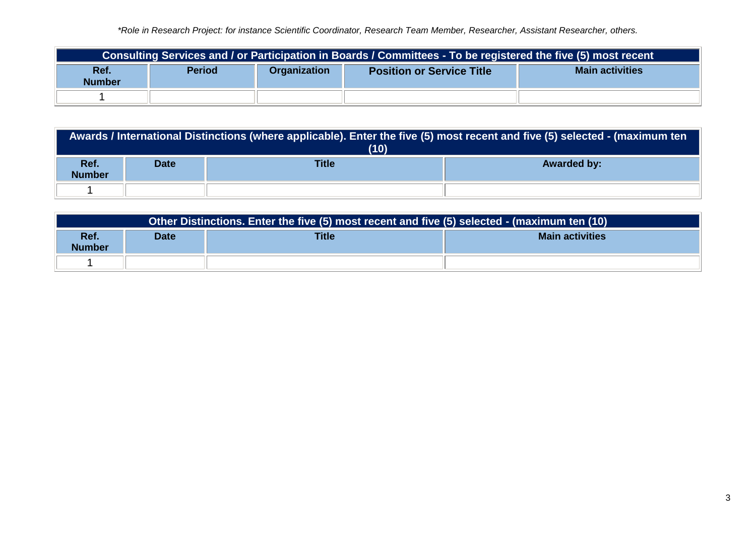*\*Role in Research Project: for instance Scientific Coordinator, Research Team Member, Researcher, Assistant Researcher, others.*

| Consulting Services and / or Participation in Boards / Committees - To be registered the five (5) most recent | | | | |
|---|---|---|---|---|
| **Ref. Number** | **Period** | **Organization** | **Position or Service Title** | **Main activities** |
| 1 | | | | |

| Awards / International Distinctions (where applicable). Enter the five (5) most recent and five (5) selected - (maximum ten (10) | | | |
|---|---|---|---|
| **Ref. Number** | **Date** | **Title** | **Awarded by:** |
| 1 | | | |

| Other Distinctions. Enter the five (5) most recent and five (5) selected - (maximum ten (10) | | | |
|---|---|---|---|
| **Ref. Number** | **Date** | **Title** | **Main activities** |
| 1 | | | |